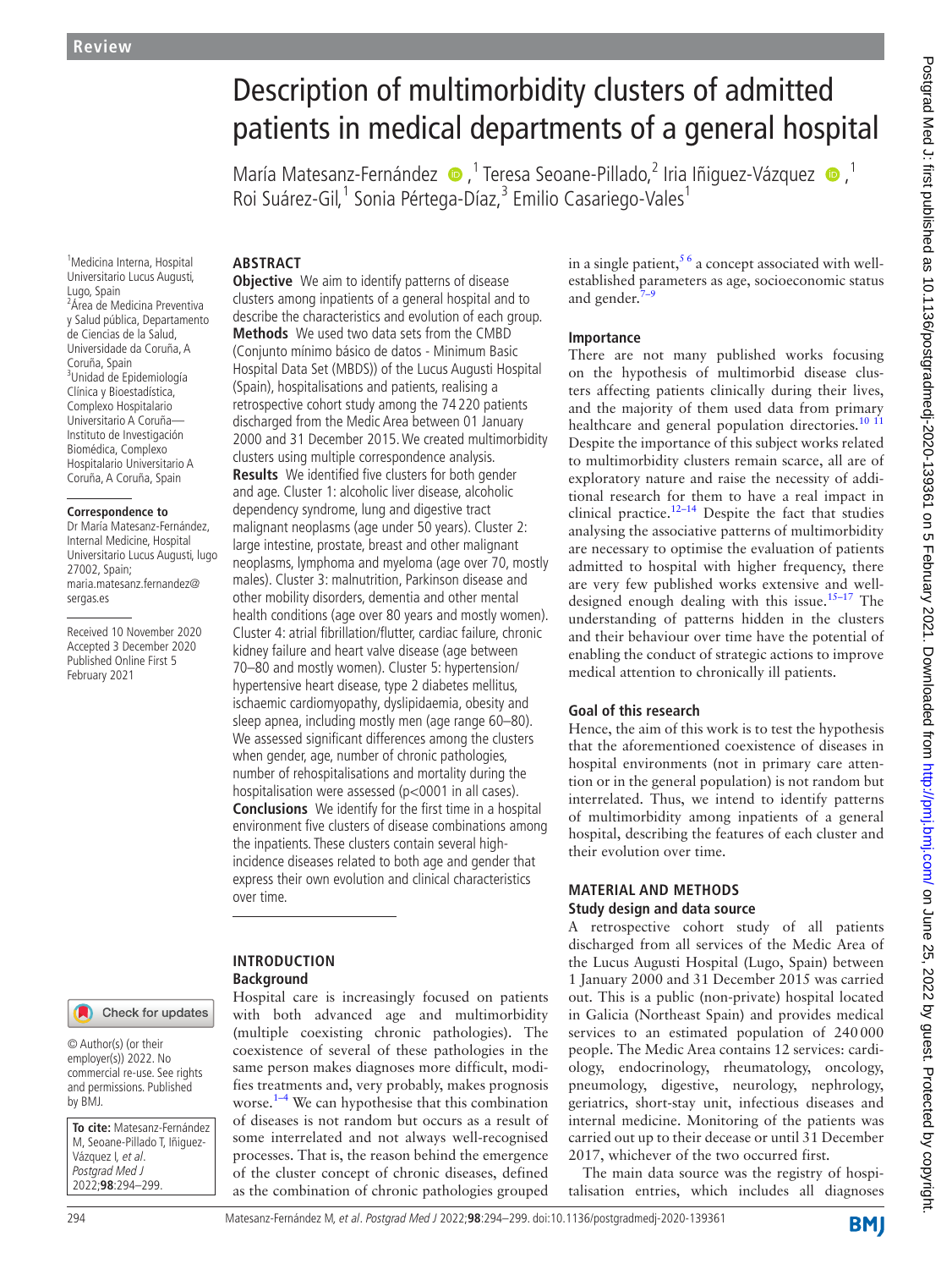Review

# Description of multimorbidity clusters of admitted patients in medical departments of a general hospital

María Matesanz-Fernández [1], Teresa Seoane-Pillado,[2] Iria Iñiguez-Vázquez [1], Roi Suárez-Gil,[1] Sonia Pértega-Díaz,[3] Emilio Casariego-Vales[1]

[1]Medicina Interna, Hospital Universitario Lucus Augusti, Lugo, Spain
[2]Área de Medicina Preventiva y Salud pública, Departamento de Ciencias de la Salud, Universidade da Coruña, A Coruña, Spain
[3]Unidad de Epidemiología Clínica y Bioestadística, Complexo Hospitalario Universitario A Coruña—Instituto de Investigación Biomédica, Complexo Hospitalario Universitario A Coruña, A Coruña, Spain

**Correspondence to**
Dr María Matesanz-Fernández, Internal Medicine, Hospital Universitario Lucus Augusti, lugo 27002, Spain; maria.matesanz.fernandez@sergas.es

Received 10 November 2020
Accepted 3 December 2020
Published Online First 5 February 2021

© Author(s) (or their employer(s)) 2022. No commercial re-use. See rights and permissions. Published by BMJ.

**To cite:** Matesanz-Fernández M, Seoane-Pillado T, Iñiguez-Vázquez I, *et al*. *Postgrad Med J* 2022;**98**:294–299.

## ABSTRACT

**Objective** We aim to identify patterns of disease clusters among inpatients of a general hospital and to describe the characteristics and evolution of each group.
**Methods** We used two data sets from the CMBD (Conjunto mínimo básico de datos - Minimum Basic Hospital Data Set (MBDS)) of the Lucus Augusti Hospital (Spain), hospitalisations and patients, realising a retrospective cohort study among the 74 220 patients discharged from the Medic Area between 01 January 2000 and 31 December 2015. We created multimorbidity clusters using multiple correspondence analysis.
**Results** We identified five clusters for both gender and age. Cluster 1: alcoholic liver disease, alcoholic dependency syndrome, lung and digestive tract malignant neoplasms (age under 50 years). Cluster 2: large intestine, prostate, breast and other malignant neoplasms, lymphoma and myeloma (age over 70, mostly males). Cluster 3: malnutrition, Parkinson disease and other mobility disorders, dementia and other mental health conditions (age over 80 years and mostly women). Cluster 4: atrial fibrillation/flutter, cardiac failure, chronic kidney failure and heart valve disease (age between 70–80 and mostly women). Cluster 5: hypertension/hypertensive heart disease, type 2 diabetes mellitus, ischaemic cardiomyopathy, dyslipidaemia, obesity and sleep apnea, including mostly men (age range 60–80). We assessed significant differences among the clusters when gender, age, number of chronic pathologies, number of rehospitalisations and mortality during the hospitalisation were assessed (p<0001 in all cases).
**Conclusions** We identify for the first time in a hospital environment five clusters of disease combinations among the inpatients. These clusters contain several high-incidence diseases related to both age and gender that express their own evolution and clinical characteristics over time.

## INTRODUCTION

### Background

Hospital care is increasingly focused on patients with both advanced age and multimorbidity (multiple coexisting chronic pathologies). The coexistence of several of these pathologies in the same person makes diagnoses more difficult, modifies treatments and, very probably, makes prognosis worse.[1–4] We can hypothesise that this combination of diseases is not random but occurs as a result of some interrelated and not always well-recognised processes. That is, the reason behind the emergence of the cluster concept of chronic diseases, defined as the combination of chronic pathologies grouped in a single patient,[5 6] a concept associated with well-established parameters as age, socioeconomic status and gender.[7–9]

### Importance

There are not many published works focusing on the hypothesis of multimorbid disease clusters affecting patients clinically during their lives, and the majority of them used data from primary healthcare and general population directories.[10 11] Despite the importance of this subject works related to multimorbidity clusters remain scarce, all are of exploratory nature and raise the necessity of additional research for them to have a real impact in clinical practice.[12–14] Despite the fact that studies analysing the associative patterns of multimorbidity are necessary to optimise the evaluation of patients admitted to hospital with higher frequency, there are very few published works extensive and well-designed enough dealing with this issue.[15–17] The understanding of patterns hidden in the clusters and their behaviour over time have the potential of enabling the conduct of strategic actions to improve medical attention to chronically ill patients.

### Goal of this research

Hence, the aim of this work is to test the hypothesis that the aforementioned coexistence of diseases in hospital environments (not in primary care attention or in the general population) is not random but interrelated. Thus, we intend to identify patterns of multimorbidity among inpatients of a general hospital, describing the features of each cluster and their evolution over time.

## MATERIAL AND METHODS

### Study design and data source

A retrospective cohort study of all patients discharged from all services of the Medic Area of the Lucus Augusti Hospital (Lugo, Spain) between 1 January 2000 and 31 December 2015 was carried out. This is a public (non-private) hospital located in Galicia (Northeast Spain) and provides medical services to an estimated population of 240 000 people. The Medic Area contains 12 services: cardiology, endocrinology, rheumatology, oncology, pneumology, digestive, neurology, nephrology, geriatrics, short-stay unit, infectious diseases and internal medicine. Monitoring of the patients was carried out up to their decease or until 31 December 2017, whichever of the two occurred first.

The main data source was the registry of hospitalisation entries, which includes all diagnoses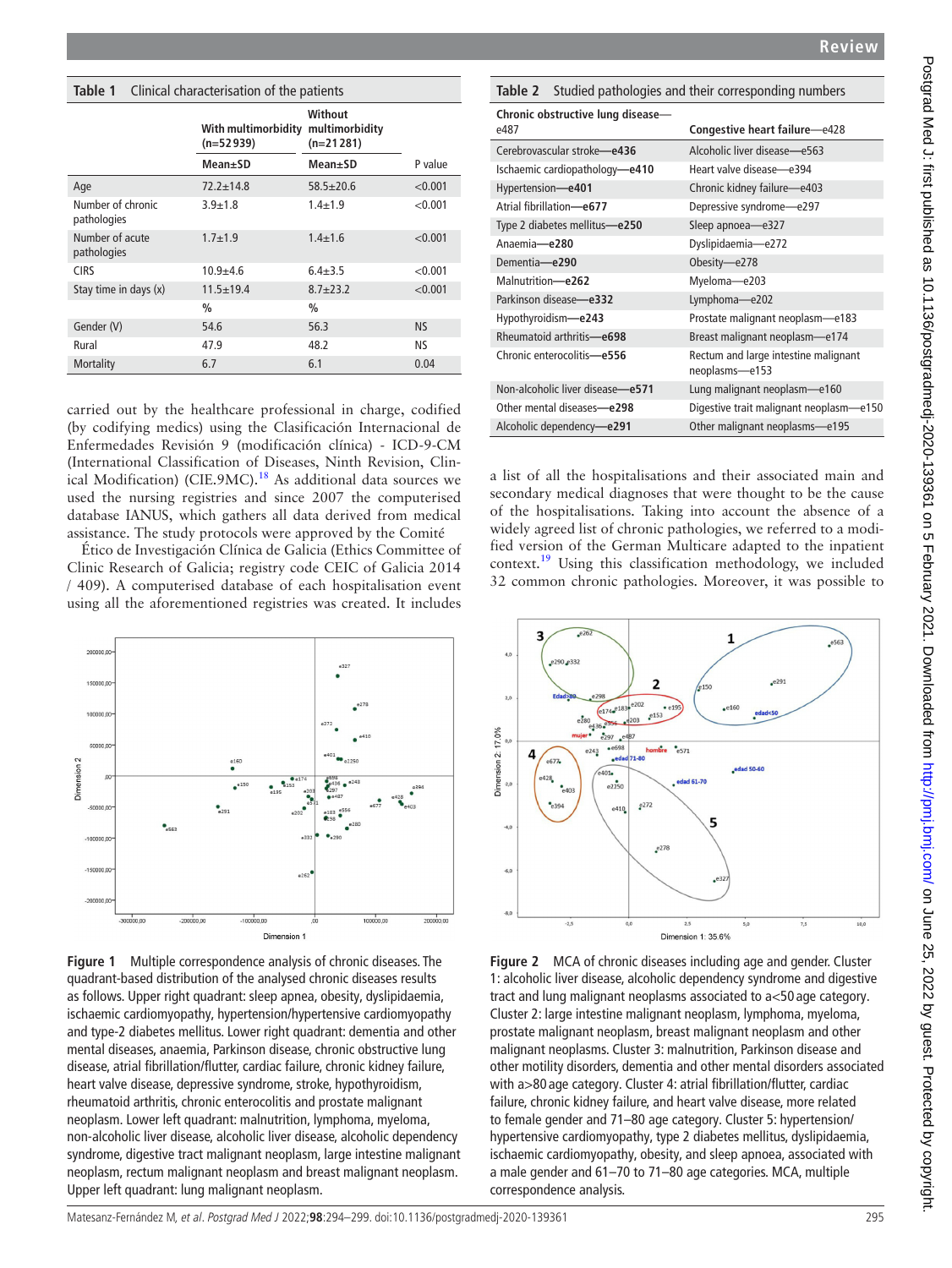**Table 1** Clinical characterisation of the patients

| | With multimorbidity (n=52 939) | Without multimorbidity (n=21 281) | |
|---|---|---|---|
| | Mean±SD | Mean±SD | P value |
| Age | 72.2±14.8 | 58.5±20.6 | <0.001 |
| Number of chronic pathologies | 3.9±1.8 | 1.4±1.9 | <0.001 |
| Number of acute pathologies | 1.7±1.9 | 1.4±1.6 | <0.001 |
| CIRS | 10.9±4.6 | 6.4±3.5 | <0.001 |
| Stay time in days (x) | 11.5±19.4 | 8.7±23.2 | <0.001 |
| | % | % | |
| Gender (V) | 54.6 | 56.3 | NS |
| Rural | 47.9 | 48.2 | NS |
| Mortality | 6.7 | 6.1 | 0.04 |

carried out by the healthcare professional in charge, codified (by codifying medics) using the Clasificación Internacional de Enfermedades Revisión 9 (modificación clínica) - ICD-9-CM (International Classification of Diseases, Ninth Revision, Clinical Modification) (CIE.9MC).[18] As additional data sources we used the nursing registries and since 2007 the computerised database IANUS, which gathers all data derived from medical assistance. The study protocols were approved by the Comité Ético de Investigación Clínica de Galicia (Ethics Committee of Clinic Research of Galicia; registry code CEIC of Galicia 2014 / 409). A computerised database of each hospitalisation event using all the aforementioned registries was created. It includes a list of all the hospitalisations and their associated main and secondary medical diagnoses that were thought to be the cause of the hospitalisations. Taking into account the absence of a widely agreed list of chronic pathologies, we referred to a modified version of the German Multicare adapted to the inpatient context.[19] Using this classification methodology, we included 32 common chronic pathologies. Moreover, it was possible to

**Table 2** Studied pathologies and their corresponding numbers

| | |
|---|---|
| Chronic obstructive lung disease—e487 | Congestive heart failure—e428 |
| Cerebrovascular stroke—**e436** | Alcoholic liver disease—e563 |
| Ischaemic cardiopathology—**e410** | Heart valve disease—e394 |
| Hypertension—**e401** | Chronic kidney failure—e403 |
| Atrial fibrillation—**e677** | Depressive syndrome—e297 |
| Type 2 diabetes mellitus—**e250** | Sleep apnoea—e327 |
| Anaemia—**e280** | Dyslipidaemia—e272 |
| Dementia—**e290** | Obesity—e278 |
| Malnutrition—**e262** | Myeloma—e203 |
| Parkinson disease—**e332** | Lymphoma—e202 |
| Hypothyroidism—**e243** | Prostate malignant neoplasm—e183 |
| Rheumatoid arthritis—**e698** | Breast malignant neoplasm—e174 |
| Chronic enterocolitis—**e556** | Rectum and large intestine malignant neoplasms—e153 |
| Non-alcoholic liver disease—**e571** | Lung malignant neoplasm—e160 |
| Other mental diseases—**e298** | Digestive trait malignant neoplasm—e150 |
| Alcoholic dependency—**e291** | Other malignant neoplasms—e195 |

Figure 1 Multiple correspondence analysis of chronic diseases. The quadrant-based distribution of the analysed chronic diseases results as follows. Upper right quadrant: sleep apnea, obesity, dyslipidaemia, ischaemic cardiomyopathy, hypertension/hypertensive cardiomyopathy and type-2 diabetes mellitus. Lower right quadrant: dementia and other mental diseases, anaemia, Parkinson disease, chronic obstructive lung disease, atrial fibrillation/flutter, cardiac failure, chronic kidney failure, heart valve disease, depressive syndrome, stroke, hypothyroidism, rheumatoid arthritis, chronic enterocolitis and prostate malignant neoplasm. Lower left quadrant: malnutrition, lymphoma, myeloma, non-alcoholic liver disease, alcoholic liver disease, alcoholic dependency syndrome, digestive tract malignant neoplasm, large intestine malignant neoplasm, rectum malignant neoplasm and breast malignant neoplasm. Upper left quadrant: lung malignant neoplasm.

Figure 2 MCA of chronic diseases including age and gender. Cluster 1: alcoholic liver disease, alcoholic dependency syndrome and digestive tract and lung malignant neoplasms associated to a<50 age category. Cluster 2: large intestine malignant neoplasm, lymphoma, myeloma, prostate malignant neoplasm, breast malignant neoplasm and other malignant neoplasms. Cluster 3: malnutrition, Parkinson disease and other motility disorders, dementia and other mental disorders associated with a>80 age category. Cluster 4: atrial fibrillation/flutter, cardiac failure, chronic kidney failure, and heart valve disease, more related to female gender and 71–80 age category. Cluster 5: hypertension/hypertensive cardiomyopathy, type 2 diabetes mellitus, dyslipidaemia, ischaemic cardiomyopathy, obesity, and sleep apnoea, associated with a male gender and 61–70 to 71–80 age categories. MCA, multiple correspondence analysis.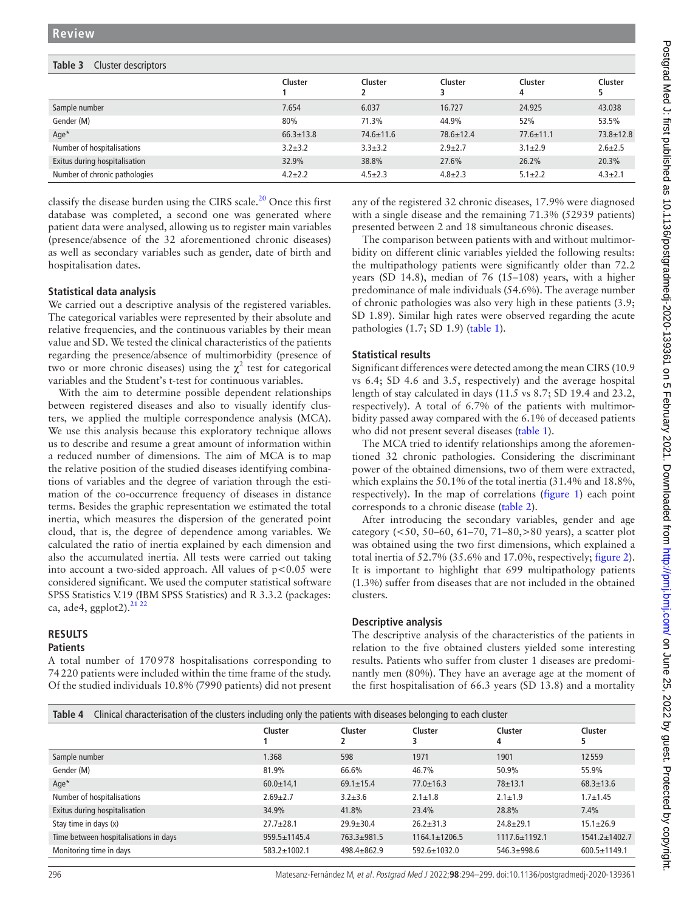**Table 3** Cluster descriptors

| | Cluster 1 | Cluster 2 | Cluster 3 | Cluster 4 | Cluster 5 |
|---|---|---|---|---|---|
| Sample number | 7.654 | 6.037 | 16.727 | 24.925 | 43.038 |
| Gender (M) | 80% | 71.3% | 44.9% | 52% | 53.5% |
| Age* | 66.3±13.8 | 74.6±11.6 | 78.6±12.4 | 77.6±11.1 | 73.8±12.8 |
| Number of hospitalisations | 3.2±3.2 | 3.3±3.2 | 2.9±2.7 | 3.1±2.9 | 2.6±2.5 |
| Exitus during hospitalisation | 32.9% | 38.8% | 27.6% | 26.2% | 20.3% |
| Number of chronic pathologies | 4.2±2.2 | 4.5±2.3 | 4.8±2.3 | 5.1±2.2 | 4.3±2.1 |

classify the disease burden using the CIRS scale.[20] Once this first database was completed, a second one was generated where patient data were analysed, allowing us to register main variables (presence/absence of the 32 aforementioned chronic diseases) as well as secondary variables such as gender, date of birth and hospitalisation dates.

### Statistical data analysis

We carried out a descriptive analysis of the registered variables. The categorical variables were represented by their absolute and relative frequencies, and the continuous variables by their mean value and SD. We tested the clinical characteristics of the patients regarding the presence/absence of multimorbidity (presence of two or more chronic diseases) using the $\chi^2$ test for categorical variables and the Student's t-test for continuous variables.

With the aim to determine possible dependent relationships between registered diseases and also to visually identify clusters, we applied the multiple correspondence analysis (MCA). We use this analysis because this exploratory technique allows us to describe and resume a great amount of information within a reduced number of dimensions. The aim of MCA is to map the relative position of the studied diseases identifying combinations of variables and the degree of variation through the estimation of the co-occurrence frequency of diseases in distance terms. Besides the graphic representation we estimated the total inertia, which measures the dispersion of the generated point cloud, that is, the degree of dependence among variables. We calculated the ratio of inertia explained by each dimension and also the accumulated inertia. All tests were carried out taking into account a two-sided approach. All values of $p<0.05$ were considered significant. We used the computer statistical software SPSS Statistics V.19 (IBM SPSS Statistics) and R 3.3.2 (packages: ca, ade4, ggplot2).[21 22]

## RESULTS

### Patients

A total number of 170978 hospitalisations corresponding to 74220 patients were included within the time frame of the study. Of the studied individuals 10.8% (7990 patients) did not present any of the registered 32 chronic diseases, 17.9% were diagnosed with a single disease and the remaining 71.3% (52939 patients) presented between 2 and 18 simultaneous chronic diseases.

The comparison between patients with and without multimorbidity on different clinic variables yielded the following results: the multipathology patients were significantly older than 72.2 years (SD 14.8), median of 76 (15–108) years, with a higher predominance of male individuals (54.6%). The average number of chronic pathologies was also very high in these patients (3.9; SD 1.89). Similar high rates were observed regarding the acute pathologies (1.7; SD 1.9) (table 1).

### Statistical results

Significant differences were detected among the mean CIRS (10.9 vs 6.4; SD 4.6 and 3.5, respectively) and the average hospital length of stay calculated in days (11.5 vs 8.7; SD 19.4 and 23.2, respectively). A total of 6.7% of the patients with multimorbidity passed away compared with the 6.1% of deceased patients who did not present several diseases (table 1).

The MCA tried to identify relationships among the aforementioned 32 chronic pathologies. Considering the discriminant power of the obtained dimensions, two of them were extracted, which explains the 50.1% of the total inertia (31.4% and 18.8%, respectively). In the map of correlations (figure 1) each point corresponds to a chronic disease (table 2).

After introducing the secondary variables, gender and age category (<50, 50–60, 61–70, 71–80,>80 years), a scatter plot was obtained using the two first dimensions, which explained a total inertia of 52.7% (35.6% and 17.0%, respectively; figure 2). It is important to highlight that 699 multipathology patients (1.3%) suffer from diseases that are not included in the obtained clusters.

### Descriptive analysis

The descriptive analysis of the characteristics of the patients in relation to the five obtained clusters yielded some interesting results. Patients who suffer from cluster 1 diseases are predominantly men (80%). They have an average age at the moment of the first hospitalisation of 66.3 years (SD 13.8) and a mortality

**Table 4** Clinical characterisation of the clusters including only the patients with diseases belonging to each cluster

| | Cluster 1 | Cluster 2 | Cluster 3 | Cluster 4 | Cluster 5 |
|---|---|---|---|---|---|
| Sample number | 1.368 | 598 | 1971 | 1901 | 12559 |
| Gender (M) | 81.9% | 66.6% | 46.7% | 50.9% | 55.9% |
| Age* | 60.0±14,1 | 69.1±15.4 | 77.0±16.3 | 78±13.1 | 68.3±13.6 |
| Number of hospitalisations | 2.69±2.7 | 3.2±3.6 | 2.1±1.8 | 2.1±1.9 | 1.7±1.45 |
| Exitus during hospitalisation | 34.9% | 41.8% | 23.4% | 28.8% | 7.4% |
| Stay time in days (x) | 27.7±28.1 | 29.9±30.4 | 26.2±31.3 | 24.8±29.1 | 15.1±26.9 |
| Time between hospitalisations in days | 959.5±1145.4 | 763.3±981.5 | 1164.1±1206.5 | 1117.6±1192.1 | 1541.2±1402.7 |
| Monitoring time in days | 583.2±1002.1 | 498.4±862.9 | 592.6±1032.0 | 546.3±998.6 | 600.5±1149.1 |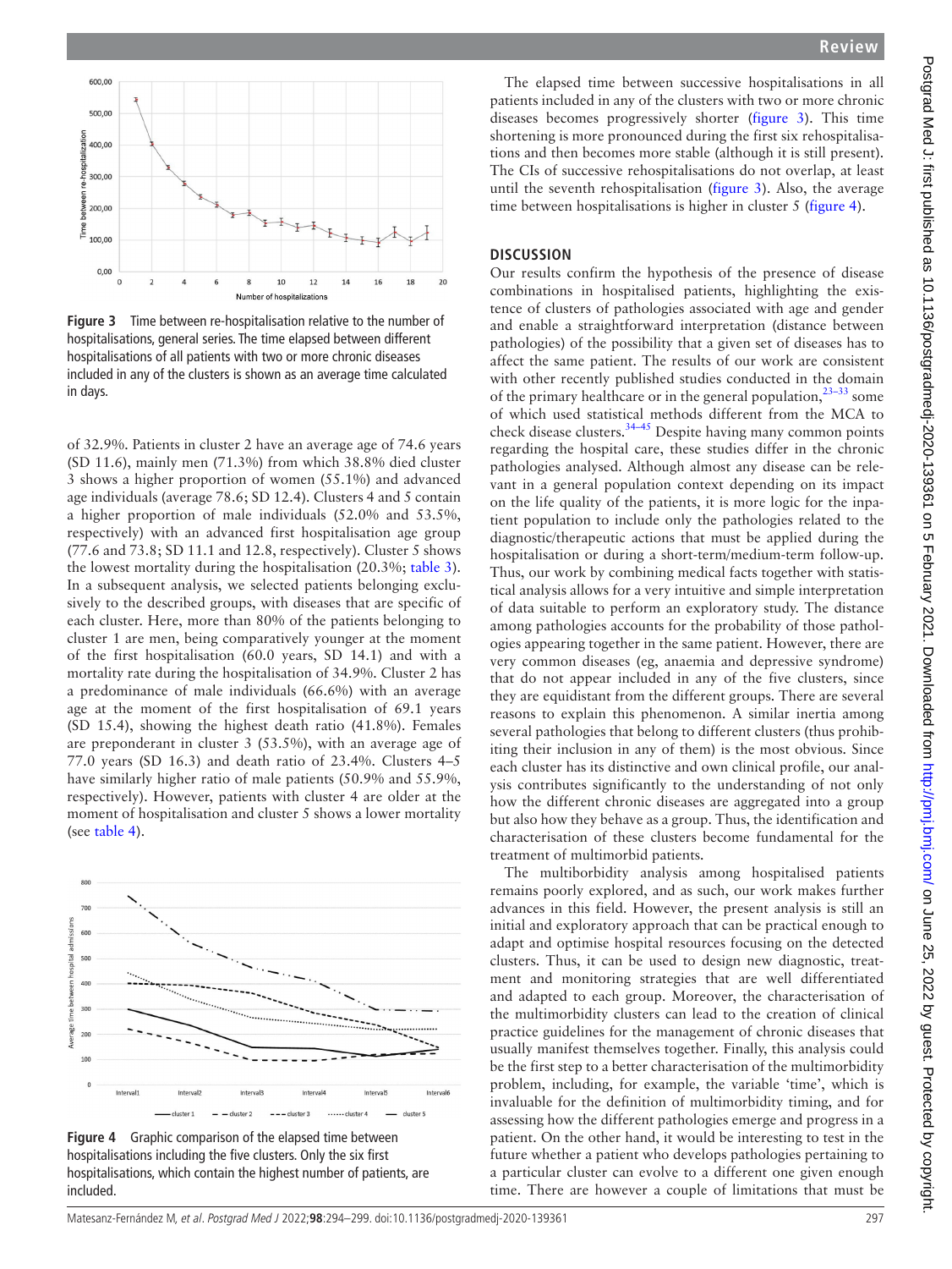Figure 3 Time between re-hospitalisation relative to the number of hospitalisations, general series. The time elapsed between different hospitalisations of all patients with two or more chronic diseases included in any of the clusters is shown as an average time calculated in days.

of 32.9%. Patients in cluster 2 have an average age of 74.6 years (SD 11.6), mainly men (71.3%) from which 38.8% died cluster 3 shows a higher proportion of women (55.1%) and advanced age individuals (average 78.6; SD 12.4). Clusters 4 and 5 contain a higher proportion of male individuals (52.0% and 53.5%, respectively) with an advanced first hospitalisation age group (77.6 and 73.8; SD 11.1 and 12.8, respectively). Cluster 5 shows the lowest mortality during the hospitalisation (20.3%; table 3). In a subsequent analysis, we selected patients belonging exclusively to the described groups, with diseases that are specific of each cluster. Here, more than 80% of the patients belonging to cluster 1 are men, being comparatively younger at the moment of the first hospitalisation (60.0 years, SD 14.1) and with a mortality rate during the hospitalisation of 34.9%. Cluster 2 has a predominance of male individuals (66.6%) with an average age at the moment of the first hospitalisation of 69.1 years (SD 15.4), showing the highest death ratio (41.8%). Females are preponderant in cluster 3 (53.5%), with an average age of 77.0 years (SD 16.3) and death ratio of 23.4%. Clusters 4–5 have similarly higher ratio of male patients (50.9% and 55.9%, respectively). However, patients with cluster 4 are older at the moment of hospitalisation and cluster 5 shows a lower mortality (see table 4).

Figure 4 Graphic comparison of the elapsed time between hospitalisations including the five clusters. Only the six first hospitalisations, which contain the highest number of patients, are included.

The elapsed time between successive hospitalisations in all patients included in any of the clusters with two or more chronic diseases becomes progressively shorter (figure 3). This time shortening is more pronounced during the first six rehospitalisations and then becomes more stable (although it is still present). The CIs of successive rehospitalisations do not overlap, at least until the seventh rehospitalisation (figure 3). Also, the average time between hospitalisations is higher in cluster 5 (figure 4).

## DISCUSSION

Our results confirm the hypothesis of the presence of disease combinations in hospitalised patients, highlighting the existence of clusters of pathologies associated with age and gender and enable a straightforward interpretation (distance between pathologies) of the possibility that a given set of diseases has to affect the same patient. The results of our work are consistent with other recently published studies conducted in the domain of the primary healthcare or in the general population,[23–33] some of which used statistical methods different from the MCA to check disease clusters.[34–45] Despite having many common points regarding the hospital care, these studies differ in the chronic pathologies analysed. Although almost any disease can be relevant in a general population context depending on its impact on the life quality of the patients, it is more logic for the inpatient population to include only the pathologies related to the diagnostic/therapeutic actions that must be applied during the hospitalisation or during a short-term/medium-term follow-up. Thus, our work by combining medical facts together with statistical analysis allows for a very intuitive and simple interpretation of data suitable to perform an exploratory study. The distance among pathologies accounts for the probability of those pathologies appearing together in the same patient. However, there are very common diseases (eg, anaemia and depressive syndrome) that do not appear included in any of the five clusters, since they are equidistant from the different groups. There are several reasons to explain this phenomenon. A similar inertia among several pathologies that belong to different clusters (thus prohibiting their inclusion in any of them) is the most obvious. Since each cluster has its distinctive and own clinical profile, our analysis contributes significantly to the understanding of not only how the different chronic diseases are aggregated into a group but also how they behave as a group. Thus, the identification and characterisation of these clusters become fundamental for the treatment of multimorbid patients.

The multiborbidity analysis among hospitalised patients remains poorly explored, and as such, our work makes further advances in this field. However, the present analysis is still an initial and exploratory approach that can be practical enough to adapt and optimise hospital resources focusing on the detected clusters. Thus, it can be used to design new diagnostic, treatment and monitoring strategies that are well differentiated and adapted to each group. Moreover, the characterisation of the multimorbidity clusters can lead to the creation of clinical practice guidelines for the management of chronic diseases that usually manifest themselves together. Finally, this analysis could be the first step to a better characterisation of the multimorbidity problem, including, for example, the variable 'time', which is invaluable for the definition of multimorbidity timing, and for assessing how the different pathologies emerge and progress in a patient. On the other hand, it would be interesting to test in the future whether a patient who develops pathologies pertaining to a particular cluster can evolve to a different one given enough time. There are however a couple of limitations that must be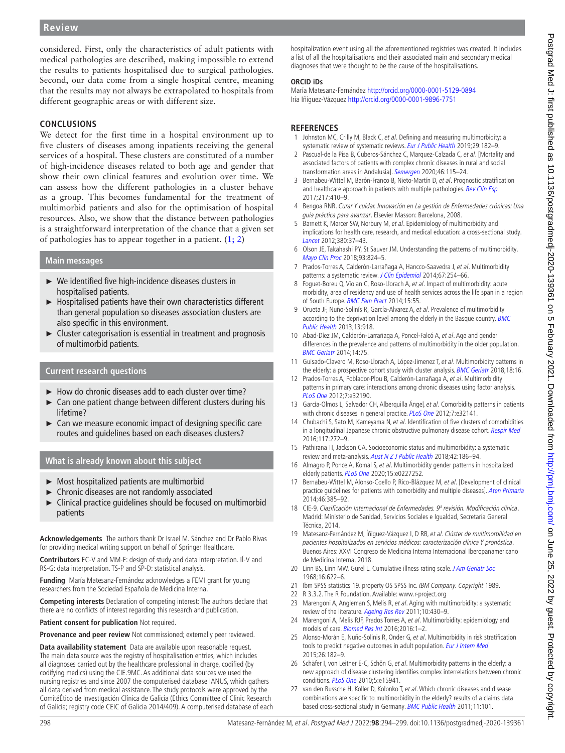considered. First, only the characteristics of adult patients with medical pathologies are described, making impossible to extend the results to patients hospitalised due to surgical pathologies. Second, our data come from a single hospital centre, meaning that the results may not always be extrapolated to hospitals from different geographic areas or with different size.

## CONCLUSIONS

We detect for the first time in a hospital environment up to five clusters of diseases among inpatients receiving the general services of a hospital. These clusters are constituted of a number of high-incidence diseases related to both age and gender that show their own clinical features and evolution over time. We can assess how the different pathologies in a cluster behave as a group. This becomes fundamental for the treatment of multimorbid patients and also for the optimisation of hospital resources. Also, we show that the distance between pathologies is a straightforward interpretation of the chance that a given set of pathologies has to appear together in a patient. (1; 2)

### Main messages

- ► We identified five high-incidence diseases clusters in hospitalised patients.
- ► Hospitalised patients have their own characteristics different than general population so diseases association clusters are also specific in this environment.
- ► Cluster categorisation is essential in treatment and prognosis of multimorbid patients.

### Current research questions

- ► How do chronic diseases add to each cluster over time?
- ► Can one patient change between different clusters during his lifetime?
- ► Can we measure economic impact of designing specific care routes and guidelines based on each diseases clusters?

### What is already known about this subject

- ► Most hospitalized patients are multimorbid
- ► Chronic diseases are not randomly associated
- ► Clinical practice guidelines should be focused on multimorbid patients

**Acknowledgements** The authors thank Dr Israel M. Sánchez and Dr Pablo Rivas for providing medical writing support on behalf of Springer Healthcare.

**Contributors** EC-V and MM-F: design of study and data interpretation. IÍ-V and RS-G: data interpretation. TS-P and SP-D: statistical analysis.

**Funding** María Matesanz-Fernández acknowledges a FEMI grant for young researchers from the Sociedad Española de Medicina Interna.

**Competing interests** Declaration of competing interest: The authors declare that there are no conflicts of interest regarding this research and publication.

**Patient consent for publication** Not required.

**Provenance and peer review** Not commissioned; externally peer reviewed.

**Data availability statement** Data are available upon reasonable request. The main data source was the registry of hospitalisation entries, which includes all diagnoses carried out by the healthcare professional in charge, codified (by codifying medics) using the CIE.9MC. As additional data sources we used the nursing registries and since 2007 the computerised database IANUS, which gathers all data derived from medical assistance. The study protocols were approved by the ComitéÉtico de Investigación Clínica de Galicia (Ethics Committee of Clinic Research of Galicia; registry code CEIC of Galicia 2014/409). A computerised database of each hospitalization event using all the aforementioned registries was created. It includes a list of all the hospitalisations and their associated main and secondary medical diagnoses that were thought to be the cause of the hospitalisations.

### ORCID iDs

María Matesanz-Fernández http://orcid.org/0000-0001-5129-0894
Iria Iñiguez-Vázquez http://orcid.org/0000-0001-9896-7751

## REFERENCES

1. Johnston MC, Crilly M, Black C, *et al*. Defining and measuring multimorbidity: a systematic review of systematic reviews. *Eur J Public Health* 2019;29:182–9.
2. Pascual-de la Pisa B, Cuberos-Sánchez C, Marquez-Calzada C, *et al*. [Mortality and associated factors of patients with complex chronic diseases in rural and social transformation areas in Andalusia]. *Semergen* 2020;46:115–24.
3. Bernabeu-Wittel M, Barón-Franco B, Nieto-Martín D, *et al*. Prognostic stratification and healthcare approach in patients with multiple pathologies. *Rev Clin Esp* 2017;217:410–9.
4. Bengoa RNR. *Curar Y cuidar. Innovación en La gestión de Enfermedades crónicas: Una guía práctica para avanzar*. Elsevier Masson: Barcelona, 2008.
5. Barnett K, Mercer SW, Norbury M, *et al*. Epidemiology of multimorbidity and implications for health care, research, and medical education: a cross-sectional study. *Lancet* 2012;380:37–43.
6. Olson JE, Takahashi PY, St Sauver JM. Understanding the patterns of multimorbidity. *Mayo Clin Proc* 2018;93:824–5.
7. Prados-Torres A, Calderón-Larrañaga A, Hancco-Saavedra J, *et al*. Multimorbidity patterns: a systematic review. *J Clin Epidemiol* 2014;67:254–66.
8. Foguet-Boreu Q, Violan C, Roso-Llorach A, *et al*. Impact of multimorbidity: acute morbidity, area of residency and use of health services across the life span in a region of South Europe. *BMC Fam Pract* 2014;15:55.
9. Orueta JF, Nuño-Solinís R, García-Alvarez A, *et al*. Prevalence of multimorbidity according to the deprivation level among the elderly in the Basque country. *BMC Public Health* 2013;13:918.
10. Abad-Díez JM, Calderón-Larrañaga A, Poncel-Falcó A, *et al*. Age and gender differences in the prevalence and patterns of multimorbidity in the older population. *BMC Geriatr* 2014;14:75.
11. Guisado-Clavero M, Roso-Llorach A, López-Jimenez T, *et al*. Multimorbidity patterns in the elderly: a prospective cohort study with cluster analysis. *BMC Geriatr* 2018;18:16.
12. Prados-Torres A, Poblador-Plou B, Calderón-Larrañaga A, *et al*. Multimorbidity patterns in primary care: interactions among chronic diseases using factor analysis. *PLoS One* 2012;7:e32190.
13. García-Olmos L, Salvador CH, Alberquilla Ángel, *et al*. Comorbidity patterns in patients with chronic diseases in general practice. *PLoS One* 2012;7:e32141.
14. Chubachi S, Sato M, Kameyama N, *et al*. Identification of five clusters of comorbidities in a longitudinal Japanese chronic obstructive pulmonary disease cohort. *Respir Med* 2016;117:272–9.
15. Pathirana TI, Jackson CA. Socioeconomic status and multimorbidity: a systematic review and meta-analysis. *Aust N Z J Public Health* 2018;42:186–94.
16. Almagro P, Ponce A, Komal S, *et al*. Multimorbidity gender patterns in hospitalized elderly patients. *PLoS One* 2020;15:e0227252.
17. Bernabeu-Wittel M, Alonso-Coello P, Rico-Blázquez M, *et al*. [Development of clinical practice guidelines for patients with comorbidity and multiple diseases]. *Aten Primaria* 2014;46:385–92.
18. CIE-9. *Clasificación Internacional de Enfermedades. 9ª revisión. Modificación clínica*. Madrid: Ministerio de Sanidad, Servicios Sociales e Igualdad, Secretaría General Técnica, 2014.
19. Matesanz-Fernández M, Íñiguez-Vázquez I, D RB, *et al*. *Clúster de multimorbilidad en pacientes hospitalizados en servicios médicos: caracterización clínica Y pronóstica*. Buenos Aires: XXVI Congreso de Medicina Interna Internacional Iberopanamericano de Medicina Interna, 2018.
20. Linn BS, Linn MW, Gurel L. Cumulative illness rating scale. *J Am Geriatr Soc* 1968;16:622–6.
21. Ibm SPSS statistics 19. property OS SPSS Inc. *IBM Company. Copyright* 1989.
22. R 3.3.2. The R Foundation. Available: www.r-project.org
23. Marengoni A, Angleman S, Melis R, *et al*. Aging with multimorbidity: a systematic review of the literature. *Ageing Res Rev* 2011;10:430–9.
24. Marengoni A, Melis RJF, Prados Torres A, *et al*. Multimorbidity: epidemiology and models of care. *Biomed Res Int* 2016;2016:1–2.
25. Alonso-Morán E, Nuño-Solinis R, Onder G, *et al*. Multimorbidity in risk stratification tools to predict negative outcomes in adult population. *Eur J Intern Med* 2015;26:182–9.
26. Schäfer I, von Leitner E-C, Schön G, *et al*. Multimorbidity patterns in the elderly: a new approach of disease clustering identifies complex interrelations between chronic conditions. *PLoS One* 2010;5:e15941.
27. van den Bussche H, Koller D, Kolonko T, *et al*. Which chronic diseases and disease combinations are specific to multimorbidity in the elderly? results of a claims data based cross-sectional study in Germany. *BMC Public Health* 2011;11:101.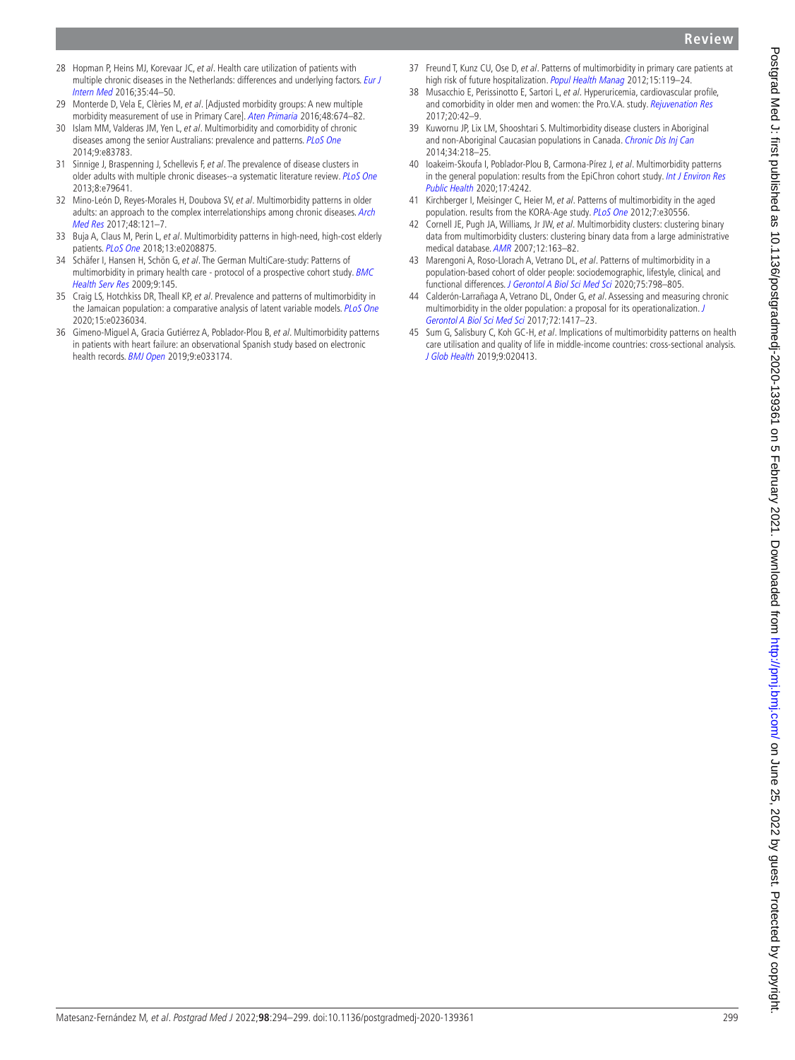28 Hopman P, Heins MJ, Korevaar JC, *et al*. Health care utilization of patients with multiple chronic diseases in the Netherlands: differences and underlying factors. *Eur J Intern Med* 2016;35:44–50.

29 Monterde D, Vela E, Clèries M, *et al*. [Adjusted morbidity groups: A new multiple morbidity measurement of use in Primary Care]. *Aten Primaria* 2016;48:674–82.

30 Islam MM, Valderas JM, Yen L, *et al*. Multimorbidity and comorbidity of chronic diseases among the senior Australians: prevalence and patterns. *PLoS One* 2014;9:e83783.

31 Sinnige J, Braspenning J, Schellevis F, *et al*. The prevalence of disease clusters in older adults with multiple chronic diseases--a systematic literature review. *PLoS One* 2013;8:e79641.

32 Mino-León D, Reyes-Morales H, Doubova SV, *et al*. Multimorbidity patterns in older adults: an approach to the complex interrelationships among chronic diseases. *Arch Med Res* 2017;48:121–7.

33 Buja A, Claus M, Perin L, *et al*. Multimorbidity patterns in high-need, high-cost elderly patients. *PLoS One* 2018;13:e0208875.

34 Schäfer I, Hansen H, Schön G, *et al*. The German MultiCare-study: Patterns of multimorbidity in primary health care - protocol of a prospective cohort study. *BMC Health Serv Res* 2009;9:145.

35 Craig LS, Hotchkiss DR, Theall KP, *et al*. Prevalence and patterns of multimorbidity in the Jamaican population: a comparative analysis of latent variable models. *PLoS One* 2020;15:e0236034.

36 Gimeno-Miguel A, Gracia Gutiérrez A, Poblador-Plou B, *et al*. Multimorbidity patterns in patients with heart failure: an observational Spanish study based on electronic health records. *BMJ Open* 2019;9:e033174.

37 Freund T, Kunz CU, Ose D, *et al*. Patterns of multimorbidity in primary care patients at high risk of future hospitalization. *Popul Health Manag* 2012;15:119–24.

38 Musacchio E, Perissinotto E, Sartori L, *et al*. Hyperuricemia, cardiovascular profile, and comorbidity in older men and women: the Pro.V.A. study. *Rejuvenation Res* 2017;20:42–9.

39 Kuwornu JP, Lix LM, Shooshtari S. Multimorbidity disease clusters in Aboriginal and non-Aboriginal Caucasian populations in Canada. *Chronic Dis Inj Can* 2014;34:218–25.

40 Ioakeim-Skoufa I, Poblador-Plou B, Carmona-Pírez J, *et al*. Multimorbidity patterns in the general population: results from the EpiChron cohort study. *Int J Environ Res Public Health* 2020;17:4242.

41 Kirchberger I, Meisinger C, Heier M, *et al*. Patterns of multimorbidity in the aged population. results from the KORA-Age study. *PLoS One* 2012;7:e30556.

42 Cornell JE, Pugh JA, Williams, Jr JW, *et al*. Multimorbidity clusters: clustering binary data from multimorbidity clusters: clustering binary data from a large administrative medical database. *AMR* 2007;12:163–82.

43 Marengoni A, Roso-Llorach A, Vetrano DL, *et al*. Patterns of multimorbidity in a population-based cohort of older people: sociodemographic, lifestyle, clinical, and functional differences. *J Gerontol A Biol Sci Med Sci* 2020;75:798–805.

44 Calderón-Larrañaga A, Vetrano DL, Onder G, *et al*. Assessing and measuring chronic multimorbidity in the older population: a proposal for its operationalization. *J Gerontol A Biol Sci Med Sci* 2017;72:1417–23.

45 Sum G, Salisbury C, Koh GC-H, *et al*. Implications of multimorbidity patterns on health care utilisation and quality of life in middle-income countries: cross-sectional analysis. *J Glob Health* 2019;9:020413.